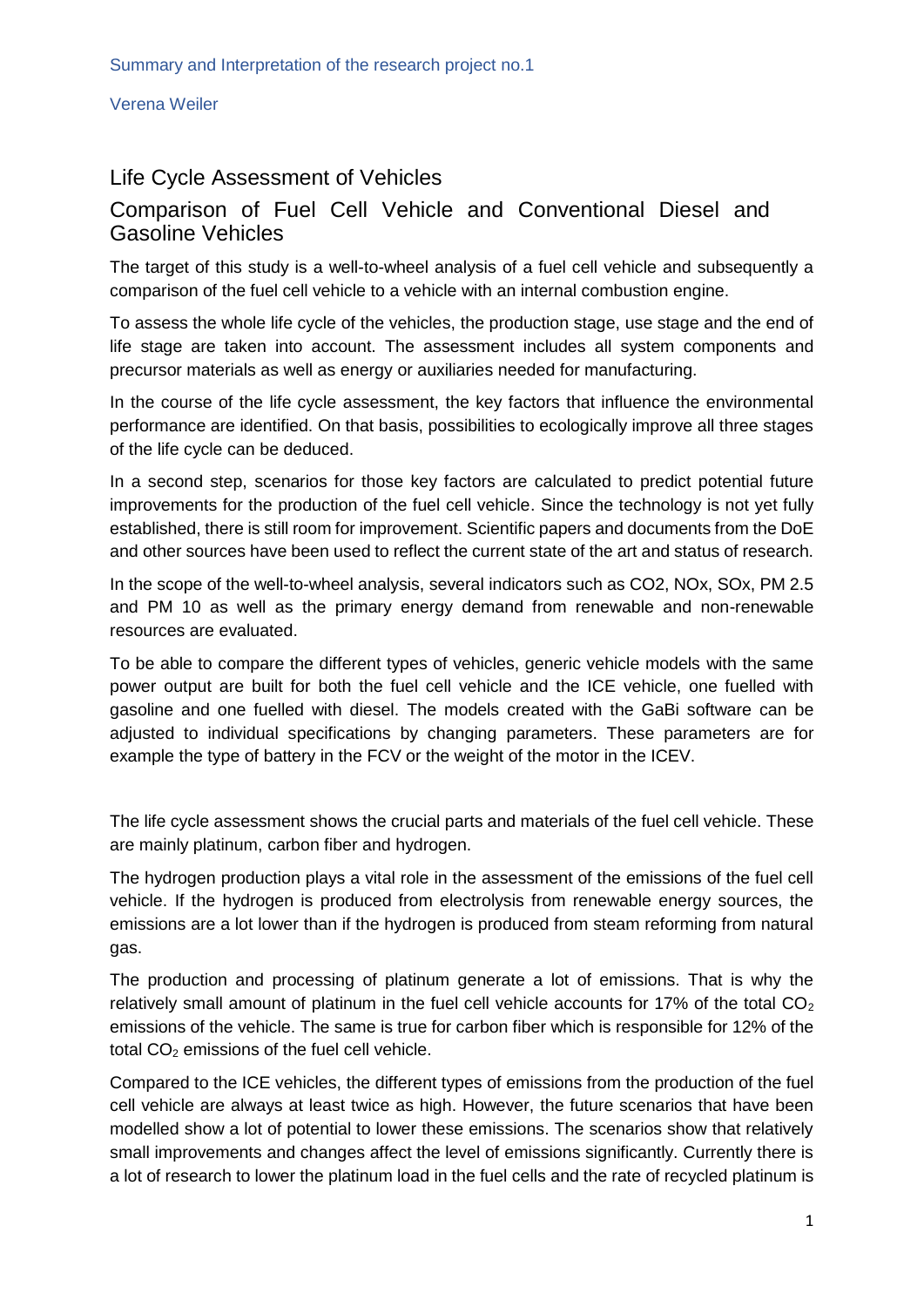Summary and Interpretation of the research project no.1

Verena Weiler

# Life Cycle Assessment of Vehicles

## Comparison of Fuel Cell Vehicle and Conventional Diesel and Gasoline Vehicles

The target of this study is a well-to-wheel analysis of a fuel cell vehicle and subsequently a comparison of the fuel cell vehicle to a vehicle with an internal combustion engine.

To assess the whole life cycle of the vehicles, the production stage, use stage and the end of life stage are taken into account. The assessment includes all system components and precursor materials as well as energy or auxiliaries needed for manufacturing.

In the course of the life cycle assessment, the key factors that influence the environmental performance are identified. On that basis, possibilities to ecologically improve all three stages of the life cycle can be deduced.

In a second step, scenarios for those key factors are calculated to predict potential future improvements for the production of the fuel cell vehicle. Since the technology is not yet fully established, there is still room for improvement. Scientific papers and documents from the DoE and other sources have been used to reflect the current state of the art and status of research.

In the scope of the well-to-wheel analysis, several indicators such as CO2, NOx, SOx, PM 2.5 and PM 10 as well as the primary energy demand from renewable and non-renewable resources are evaluated.

To be able to compare the different types of vehicles, generic vehicle models with the same power output are built for both the fuel cell vehicle and the ICE vehicle, one fuelled with gasoline and one fuelled with diesel. The models created with the GaBi software can be adjusted to individual specifications by changing parameters. These parameters are for example the type of battery in the FCV or the weight of the motor in the ICEV.

The life cycle assessment shows the crucial parts and materials of the fuel cell vehicle. These are mainly platinum, carbon fiber and hydrogen.

The hydrogen production plays a vital role in the assessment of the emissions of the fuel cell vehicle. If the hydrogen is produced from electrolysis from renewable energy sources, the emissions are a lot lower than if the hydrogen is produced from steam reforming from natural gas.

The production and processing of platinum generate a lot of emissions. That is why the relatively small amount of platinum in the fuel cell vehicle accounts for 17% of the total $CO_2$ emissions of the vehicle. The same is true for carbon fiber which is responsible for 12% of the total $CO_2$ emissions of the fuel cell vehicle.

Compared to the ICE vehicles, the different types of emissions from the production of the fuel cell vehicle are always at least twice as high. However, the future scenarios that have been modelled show a lot of potential to lower these emissions. The scenarios show that relatively small improvements and changes affect the level of emissions significantly. Currently there is a lot of research to lower the platinum load in the fuel cells and the rate of recycled platinum is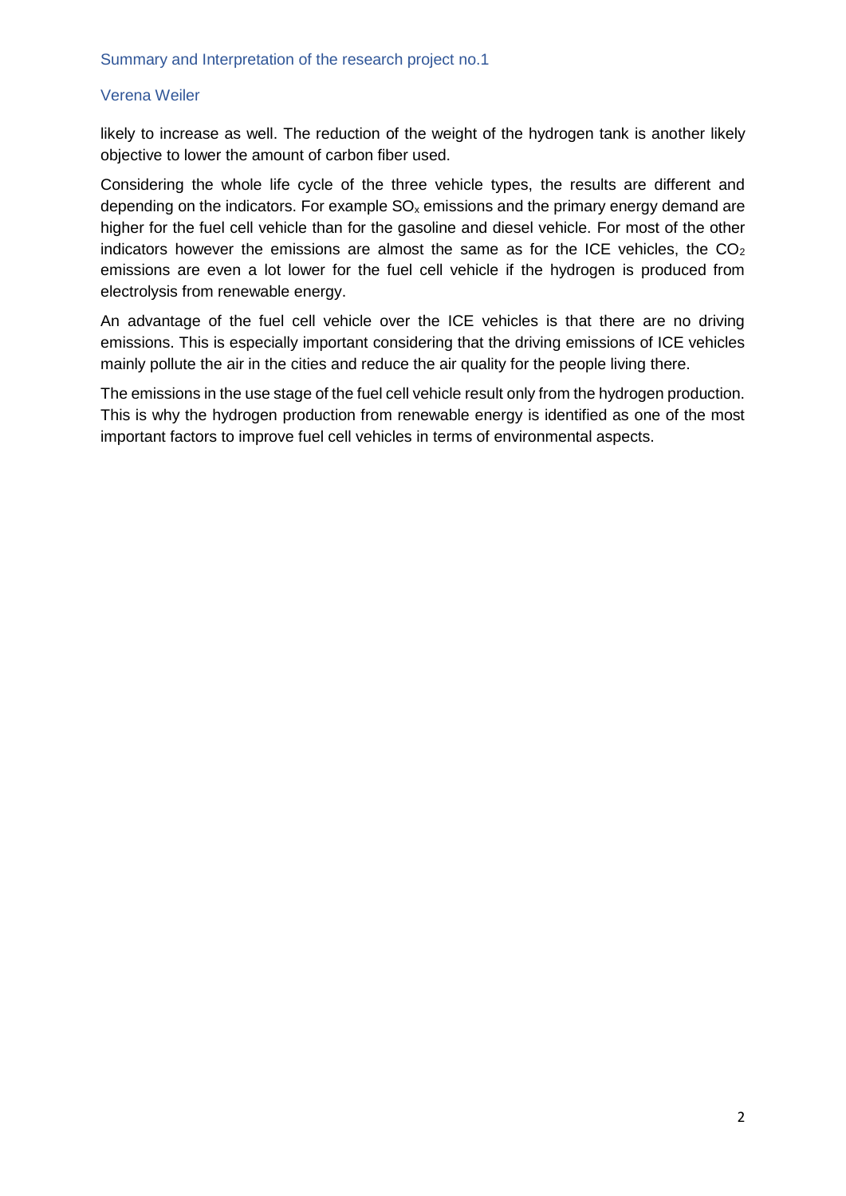likely to increase as well. The reduction of the weight of the hydrogen tank is another likely objective to lower the amount of carbon fiber used.

Considering the whole life cycle of the three vehicle types, the results are different and depending on the indicators. For example $SO_x$ emissions and the primary energy demand are higher for the fuel cell vehicle than for the gasoline and diesel vehicle. For most of the other indicators however the emissions are almost the same as for the ICE vehicles, the $CO_2$ emissions are even a lot lower for the fuel cell vehicle if the hydrogen is produced from electrolysis from renewable energy.

An advantage of the fuel cell vehicle over the ICE vehicles is that there are no driving emissions. This is especially important considering that the driving emissions of ICE vehicles mainly pollute the air in the cities and reduce the air quality for the people living there.

The emissions in the use stage of the fuel cell vehicle result only from the hydrogen production. This is why the hydrogen production from renewable energy is identified as one of the most important factors to improve fuel cell vehicles in terms of environmental aspects.